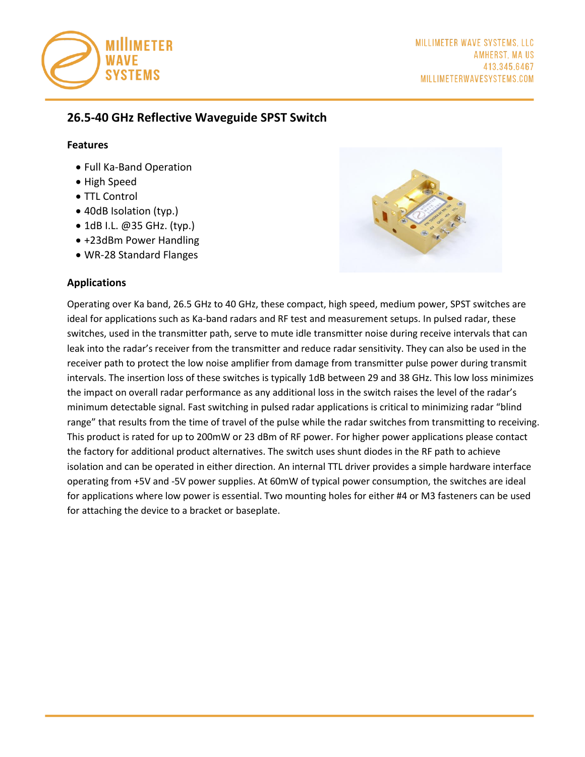MILLIMETER WAVE SYSTEMS, LLC
AMHERST, MA US
413.345.6467
MILLIMETERWAVESYSTEMS.COM

# 26.5-40 GHz Reflective Waveguide SPST Switch

## Features

- Full Ka-Band Operation
- High Speed
- TTL Control
- 40dB Isolation (typ.)
- 1dB I.L. @35 GHz. (typ.)
- +23dBm Power Handling
- WR-28 Standard Flanges

## Applications

Operating over Ka band, 26.5 GHz to 40 GHz, these compact, high speed, medium power, SPST switches are ideal for applications such as Ka-band radars and RF test and measurement setups. In pulsed radar, these switches, used in the transmitter path, serve to mute idle transmitter noise during receive intervals that can leak into the radar's receiver from the transmitter and reduce radar sensitivity. They can also be used in the receiver path to protect the low noise amplifier from damage from transmitter pulse power during transmit intervals. The insertion loss of these switches is typically 1dB between 29 and 38 GHz. This low loss minimizes the impact on overall radar performance as any additional loss in the switch raises the level of the radar's minimum detectable signal. Fast switching in pulsed radar applications is critical to minimizing radar "blind range" that results from the time of travel of the pulse while the radar switches from transmitting to receiving. This product is rated for up to 200mW or 23 dBm of RF power. For higher power applications please contact the factory for additional product alternatives. The switch uses shunt diodes in the RF path to achieve isolation and can be operated in either direction. An internal TTL driver provides a simple hardware interface operating from +5V and -5V power supplies. At 60mW of typical power consumption, the switches are ideal for applications where low power is essential. Two mounting holes for either #4 or M3 fasteners can be used for attaching the device to a bracket or baseplate.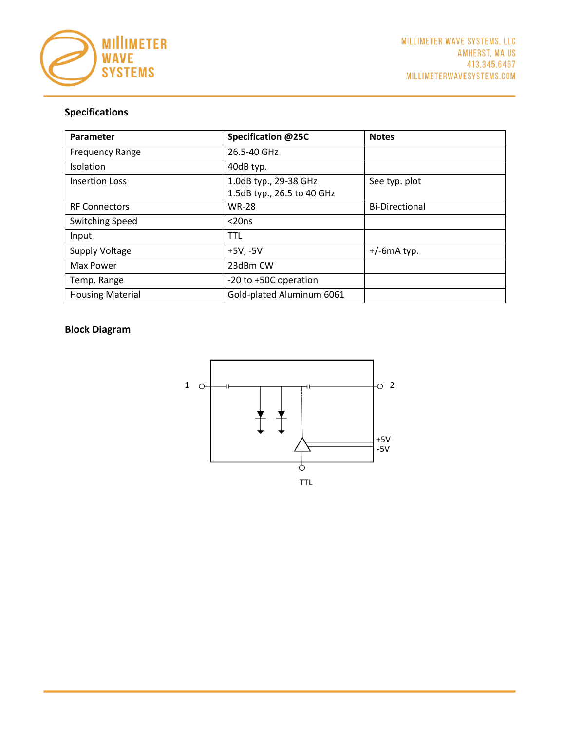## Specifications

| Parameter | Specification @25C | Notes |
|---|---|---|
| Frequency Range | 26.5-40 GHz | |
| Isolation | 40dB typ. | |
| Insertion Loss | 1.0dB typ., 29-38 GHz<br>1.5dB typ., 26.5 to 40 GHz | See typ. plot |
| RF Connectors | WR-28 | Bi-Directional |
| Switching Speed | <20ns | |
| Input | TTL | |
| Supply Voltage | +5V, -5V | +/-6mA typ. |
| Max Power | 23dBm CW | |
| Temp. Range | -20 to +50C operation | |
| Housing Material | Gold-plated Aluminum 6061 | |

## Block Diagram

1 2

+5V
-5V

TTL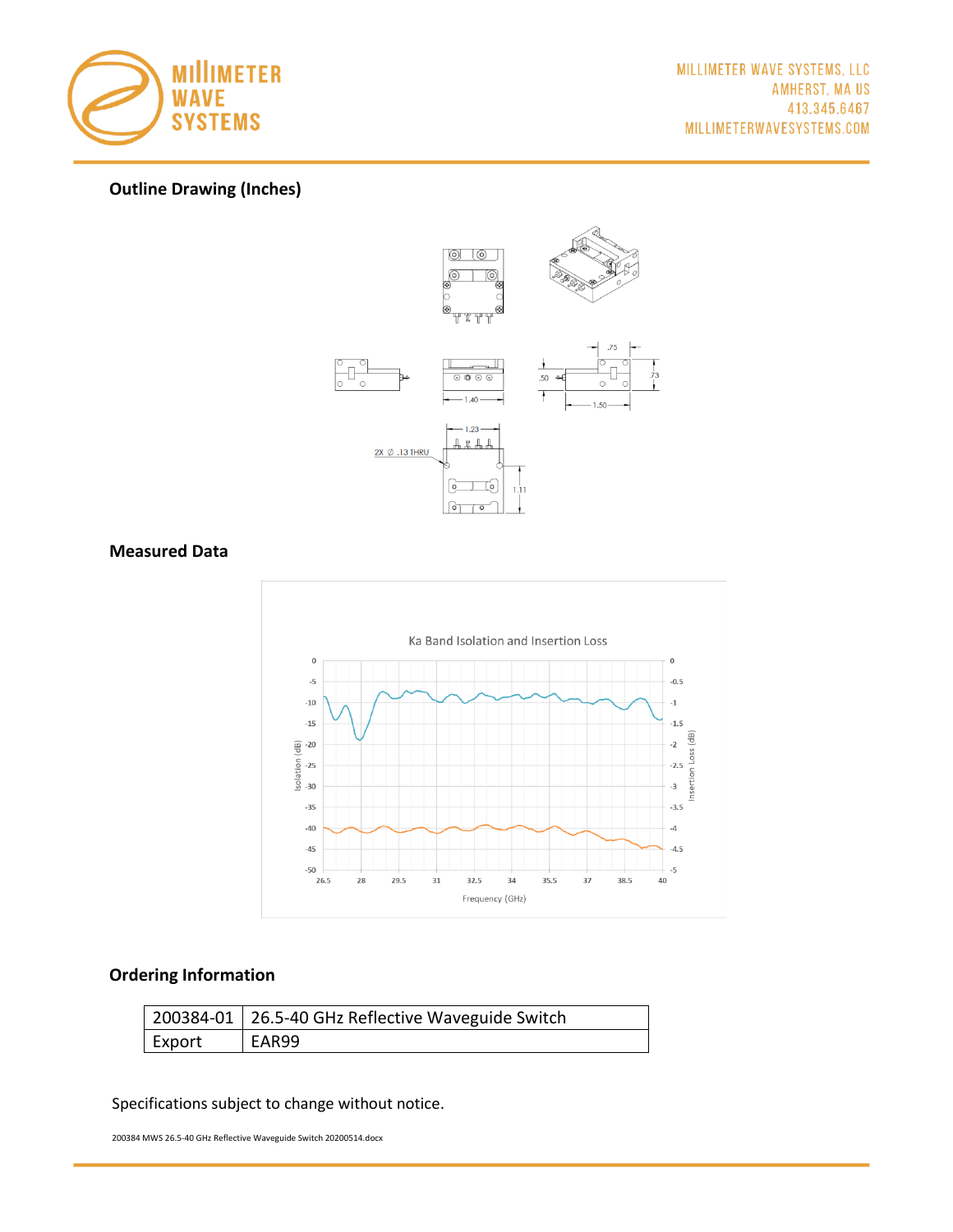## Outline Drawing (Inches)

.75

.50

.73

1.40

1.50

1.23

2X Ø .13 THRU

1.11

## Measured Data

Ka Band Isolation and Insertion Loss

Isolation (dB)

0
-5
-10
-15
-20
-25
-30
-35
-40
-45
-50

Insertion Loss (dB)

0
-0.5
-1
-1.5
-2
-2.5
-3
-3.5
-4
-4.5
-5

26.5
28
29.5
31
32.5
34
35.5
37
38.5
40

Frequency (GHz)

## Ordering Information

| | |
|---|---|
| 200384-01 | 26.5-40 GHz Reflective Waveguide Switch |
| Export | EAR99 |

Specifications subject to change without notice.

200384 MWS 26.5-40 GHz Reflective Waveguide Switch 20200514.docx